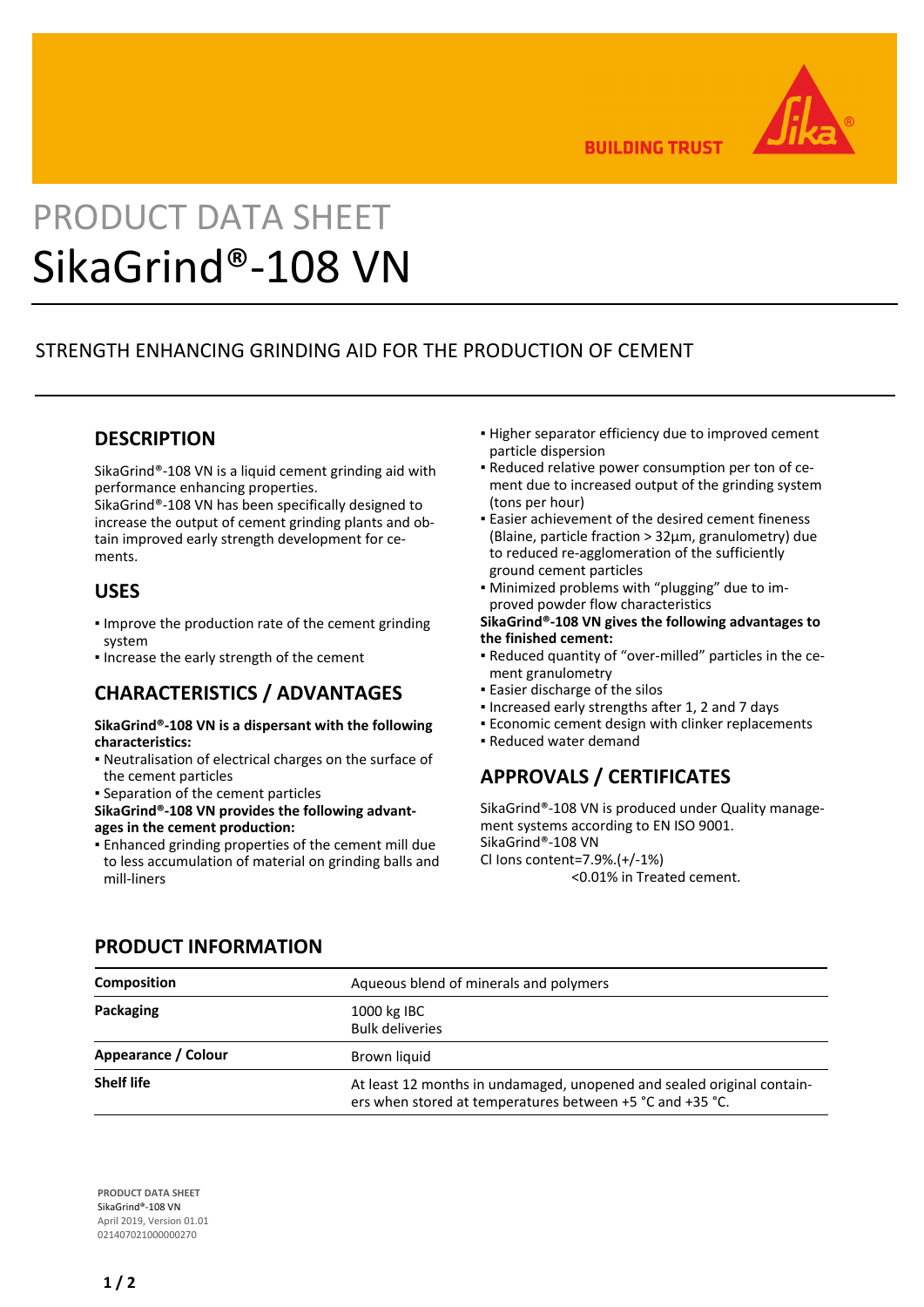# PRODUCT DATA SHEET

# SikaGrind®-108 VN

## STRENGTH ENHANCING GRINDING AID FOR THE PRODUCTION OF CEMENT

## DESCRIPTION

SikaGrind®-108 VN is a liquid cement grinding aid with performance enhancing properties.
SikaGrind®-108 VN has been specifically designed to increase the output of cement grinding plants and obtain improved early strength development for cements.

## USES

- Improve the production rate of the cement grinding system
- Increase the early strength of the cement

## CHARACTERISTICS / ADVANTAGES

**SikaGrind®-108 VN is a dispersant with the following characteristics:**

- Neutralisation of electrical charges on the surface of the cement particles
- Separation of the cement particles

**SikaGrind®-108 VN provides the following advantages in the cement production:**

- Enhanced grinding properties of the cement mill due to less accumulation of material on grinding balls and mill-liners
- Higher separator efficiency due to improved cement particle dispersion
- Reduced relative power consumption per ton of cement due to increased output of the grinding system (tons per hour)
- Easier achievement of the desired cement fineness (Blaine, particle fraction > 32µm, granulometry) due to reduced re-agglomeration of the sufficiently ground cement particles
- Minimized problems with "plugging" due to improved powder flow characteristics

**SikaGrind®-108 VN gives the following advantages to the finished cement:**

- Reduced quantity of "over-milled" particles in the cement granulometry
- Easier discharge of the silos
- Increased early strengths after 1, 2 and 7 days
- Economic cement design with clinker replacements
- Reduced water demand

## APPROVALS / CERTIFICATES

SikaGrind®-108 VN is produced under Quality management systems according to EN ISO 9001.
SikaGrind®-108 VN
Cl Ions content=7.9%.(+/-1%)
<0.01% in Treated cement.

## PRODUCT INFORMATION

| | |
|---|---|
| **Composition** | Aqueous blend of minerals and polymers |
| **Packaging** | 1000 kg IBC<br>Bulk deliveries |
| **Appearance / Colour** | Brown liquid |
| **Shelf life** | At least 12 months in undamaged, unopened and sealed original containers when stored at temperatures between +5 °C and +35 °C. |

**PRODUCT DATA SHEET**
SikaGrind®-108 VN
April 2019, Version 01.01
021407021000000270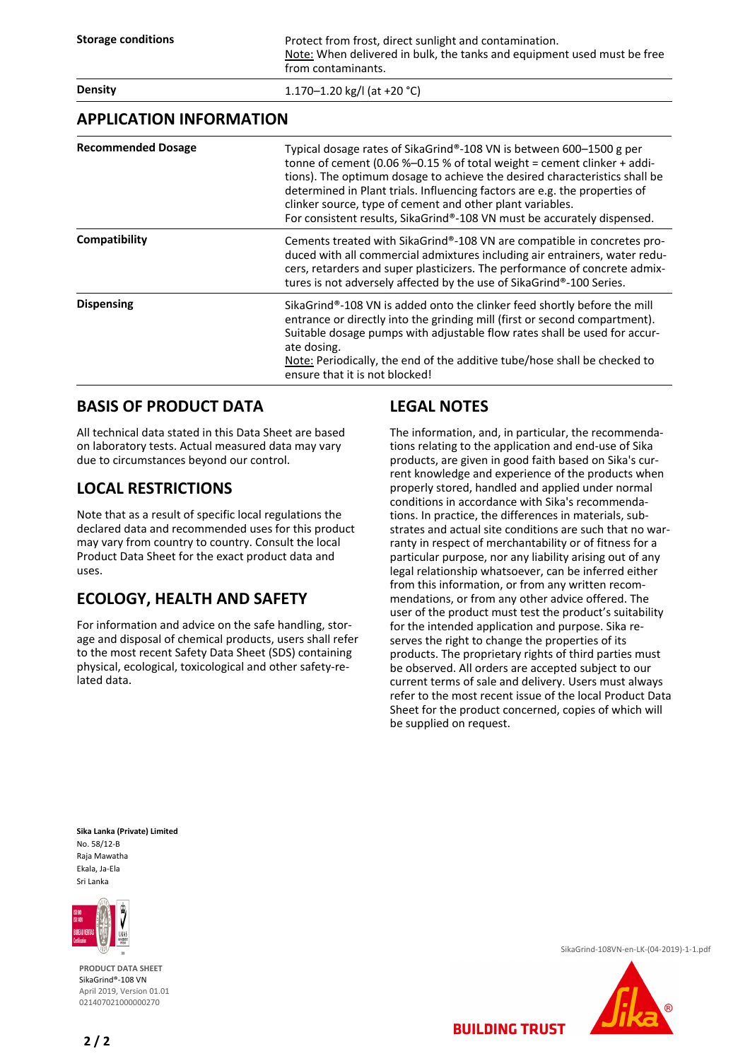| | |
|---|---|
| **Storage conditions** | Protect from frost, direct sunlight and contamination. Note: When delivered in bulk, the tanks and equipment used must be free from contaminants. |
| **Density** | 1.170–1.20 kg/l (at +20 °C) |

## APPLICATION INFORMATION

| | |
|---|---|
| **Recommended Dosage** | Typical dosage rates of SikaGrind®-108 VN is between 600–1500 g per tonne of cement (0.06 %–0.15 % of total weight = cement clinker + additions). The optimum dosage to achieve the desired characteristics shall be determined in Plant trials. Influencing factors are e.g. the properties of clinker source, type of cement and other plant variables. For consistent results, SikaGrind®-108 VN must be accurately dispensed. |
| **Compatibility** | Cements treated with SikaGrind®-108 VN are compatible in concretes produced with all commercial admixtures including air entrainers, water reducers, retarders and super plasticizers. The performance of concrete admixtures is not adversely affected by the use of SikaGrind®-100 Series. |
| **Dispensing** | SikaGrind®-108 VN is added onto the clinker feed shortly before the mill entrance or directly into the grinding mill (first or second compartment). Suitable dosage pumps with adjustable flow rates shall be used for accurate dosing. Note: Periodically, the end of the additive tube/hose shall be checked to ensure that it is not blocked! |

## BASIS OF PRODUCT DATA

All technical data stated in this Data Sheet are based on laboratory tests. Actual measured data may vary due to circumstances beyond our control.

## LOCAL RESTRICTIONS

Note that as a result of specific local regulations the declared data and recommended uses for this product may vary from country to country. Consult the local Product Data Sheet for the exact product data and uses.

## ECOLOGY, HEALTH AND SAFETY

For information and advice on the safe handling, storage and disposal of chemical products, users shall refer to the most recent Safety Data Sheet (SDS) containing physical, ecological, toxicological and other safety-related data.

## LEGAL NOTES

The information, and, in particular, the recommendations relating to the application and end-use of Sika products, are given in good faith based on Sika's current knowledge and experience of the products when properly stored, handled and applied under normal conditions in accordance with Sika's recommendations. In practice, the differences in materials, substrates and actual site conditions are such that no warranty in respect of merchantability or of fitness for a particular purpose, nor any liability arising out of any legal relationship whatsoever, can be inferred either from this information, or from any written recommendations, or from any other advice offered. The user of the product must test the product's suitability for the intended application and purpose. Sika reserves the right to change the properties of its products. The proprietary rights of third parties must be observed. All orders are accepted subject to our current terms of sale and delivery. Users must always refer to the most recent issue of the local Product Data Sheet for the product concerned, copies of which will be supplied on request.

**Sika Lanka (Private) Limited**
No. 58/12-B
Raja Mawatha
Ekala, Ja-Ela
Sri Lanka

**PRODUCT DATA SHEET**
SikaGrind®-108 VN
April 2019, Version 01.01
021407021000000270

SikaGrind-108VN-en-LK-(04-2019)-1-1.pdf

**BUILDING TRUST**